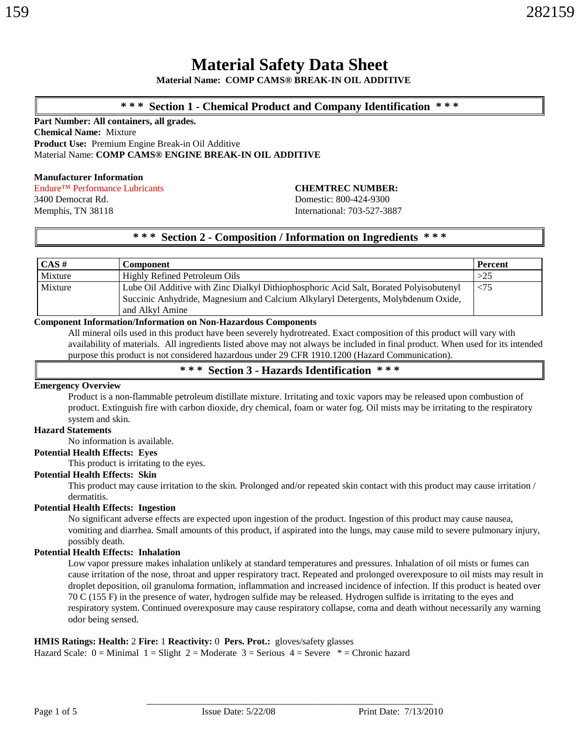# Material Safety Data Sheet

**Material Name: COMP CAMS® BREAK-IN OIL ADDITIVE**

## \* \* \* Section 1 - Chemical Product and Company Identification \* \* \*

**Part Number: All containers, all grades.**
**Chemical Name:** Mixture
**Product Use:** Premium Engine Break-in Oil Additive
Material Name: **COMP CAMS® ENGINE BREAK-IN OIL ADDITIVE**

**Manufacturer Information**
Endure™ Performance Lubricants
3400 Democrat Rd.
Memphis, TN 38118

**CHEMTREC NUMBER:**
Domestic: 800-424-9300
International: 703-527-3887

## \* \* \* Section 2 - Composition / Information on Ingredients \* \* \*

| CAS # | Component | Percent |
|---|---|---|
| Mixture | Highly Refined Petroleum Oils | >25 |
| Mixture | Lube Oil Additive with Zinc Dialkyl Dithiophosphoric Acid Salt, Borated Polyisobutenyl Succinic Anhydride, Magnesium and Calcium Alkylaryl Detergents, Molybdenum Oxide, and Alkyl Amine | <75 |

**Component Information/Information on Non-Hazardous Components**

All mineral oils used in this product have been severely hydrotreated. Exact composition of this product will vary with availability of materials. All ingredients listed above may not always be included in final product. When used for its intended purpose this product is not considered hazardous under 29 CFR 1910.1200 (Hazard Communication).

## \* \* \* Section 3 - Hazards Identification \* \* \*

**Emergency Overview**

Product is a non-flammable petroleum distillate mixture. Irritating and toxic vapors may be released upon combustion of product. Extinguish fire with carbon dioxide, dry chemical, foam or water fog. Oil mists may be irritating to the respiratory system and skin.

**Hazard Statements**

No information is available.

**Potential Health Effects: Eyes**

This product is irritating to the eyes.

**Potential Health Effects: Skin**

This product may cause irritation to the skin. Prolonged and/or repeated skin contact with this product may cause irritation / dermatitis.

**Potential Health Effects: Ingestion**

No significant adverse effects are expected upon ingestion of the product. Ingestion of this product may cause nausea, vomiting and diarrhea. Small amounts of this product, if aspirated into the lungs, may cause mild to severe pulmonary injury, possibly death.

**Potential Health Effects: Inhalation**

Low vapor pressure makes inhalation unlikely at standard temperatures and pressures. Inhalation of oil mists or fumes can cause irritation of the nose, throat and upper respiratory tract. Repeated and prolonged overexposure to oil mists may result in droplet deposition, oil granuloma formation, inflammation and increased incidence of infection. If this product is heated over 70 C (155 F) in the presence of water, hydrogen sulfide may be released. Hydrogen sulfide is irritating to the eyes and respiratory system. Continued overexposure may cause respiratory collapse, coma and death without necessarily any warning odor being sensed.

**HMIS Ratings: Health:** 2 **Fire:** 1 **Reactivity:** 0 **Pers. Prot.:** gloves/safety glasses
Hazard Scale: 0 = Minimal 1 = Slight 2 = Moderate 3 = Serious 4 = Severe \* = Chronic hazard

Issue Date: 5/22/08 Print Date: 7/13/2010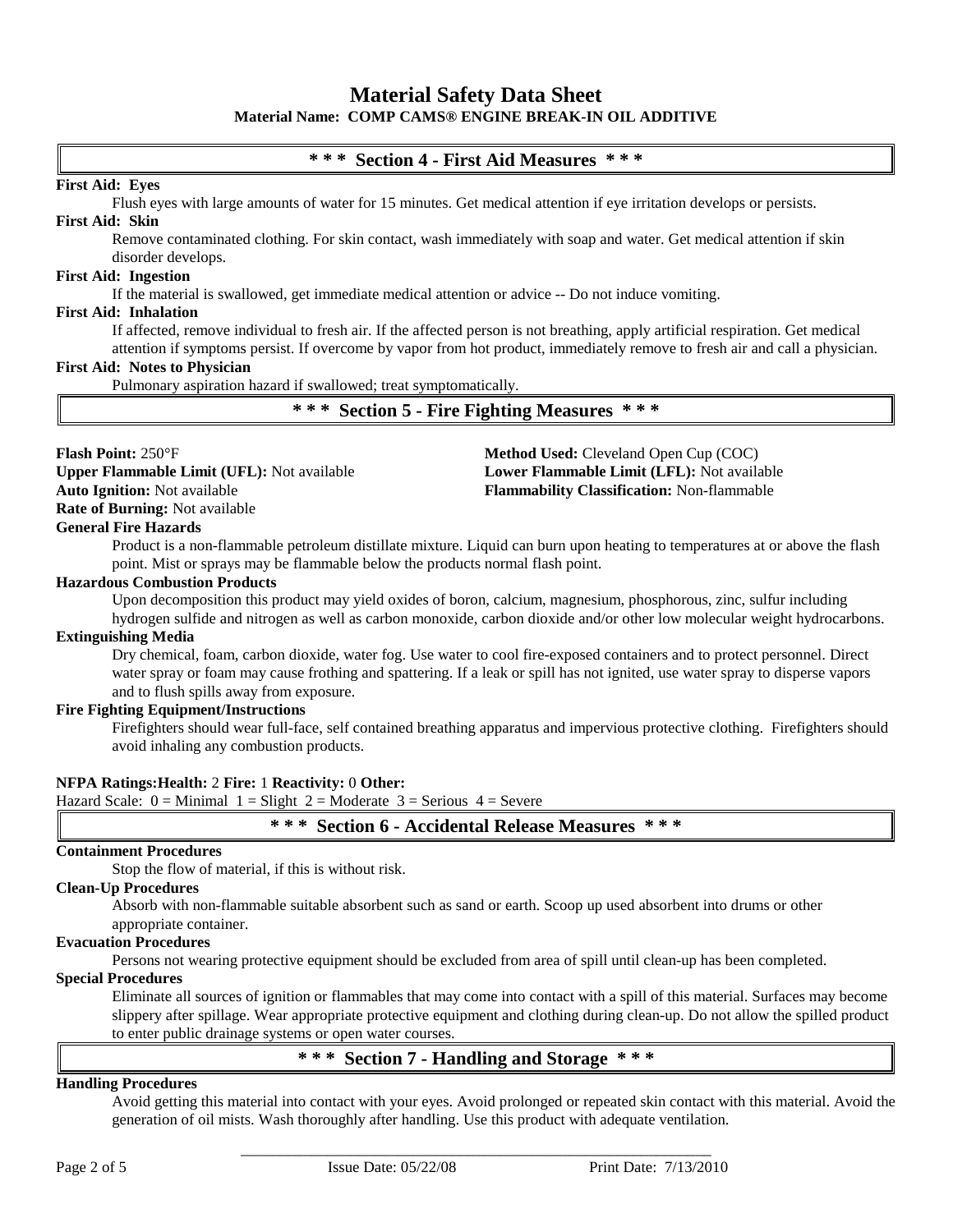# Material Safety Data Sheet

**Material Name: COMP CAMS® ENGINE BREAK-IN OIL ADDITIVE**

## * * * Section 4 - First Aid Measures * * *

**First Aid: Eyes**

Flush eyes with large amounts of water for 15 minutes. Get medical attention if eye irritation develops or persists.

**First Aid: Skin**

Remove contaminated clothing. For skin contact, wash immediately with soap and water. Get medical attention if skin disorder develops.

**First Aid: Ingestion**

If the material is swallowed, get immediate medical attention or advice -- Do not induce vomiting.

**First Aid: Inhalation**

If affected, remove individual to fresh air. If the affected person is not breathing, apply artificial respiration. Get medical attention if symptoms persist. If overcome by vapor from hot product, immediately remove to fresh air and call a physician.

**First Aid: Notes to Physician**

Pulmonary aspiration hazard if swallowed; treat symptomatically.

## * * * Section 5 - Fire Fighting Measures * * *

**Flash Point:** 250°F
**Method Used:** Cleveland Open Cup (COC)
**Upper Flammable Limit (UFL):** Not available
**Lower Flammable Limit (LFL):** Not available
**Auto Ignition:** Not available
**Flammability Classification:** Non-flammable
**Rate of Burning:** Not available

**General Fire Hazards**

Product is a non-flammable petroleum distillate mixture. Liquid can burn upon heating to temperatures at or above the flash point. Mist or sprays may be flammable below the products normal flash point.

**Hazardous Combustion Products**

Upon decomposition this product may yield oxides of boron, calcium, magnesium, phosphorous, zinc, sulfur including hydrogen sulfide and nitrogen as well as carbon monoxide, carbon dioxide and/or other low molecular weight hydrocarbons.

**Extinguishing Media**

Dry chemical, foam, carbon dioxide, water fog. Use water to cool fire-exposed containers and to protect personnel. Direct water spray or foam may cause frothing and spattering. If a leak or spill has not ignited, use water spray to disperse vapors and to flush spills away from exposure.

**Fire Fighting Equipment/Instructions**

Firefighters should wear full-face, self contained breathing apparatus and impervious protective clothing. Firefighters should avoid inhaling any combustion products.

**NFPA Ratings:Health:** 2 **Fire:** 1 **Reactivity:** 0 **Other:**

Hazard Scale: 0 = Minimal 1 = Slight 2 = Moderate 3 = Serious 4 = Severe

## * * * Section 6 - Accidental Release Measures * * *

**Containment Procedures**

Stop the flow of material, if this is without risk.

**Clean-Up Procedures**

Absorb with non-flammable suitable absorbent such as sand or earth. Scoop up used absorbent into drums or other appropriate container.

**Evacuation Procedures**

Persons not wearing protective equipment should be excluded from area of spill until clean-up has been completed.

**Special Procedures**

Eliminate all sources of ignition or flammables that may come into contact with a spill of this material. Surfaces may become slippery after spillage. Wear appropriate protective equipment and clothing during clean-up. Do not allow the spilled product to enter public drainage systems or open water courses.

## * * * Section 7 - Handling and Storage * * *

**Handling Procedures**

Avoid getting this material into contact with your eyes. Avoid prolonged or repeated skin contact with this material. Avoid the generation of oil mists. Wash thoroughly after handling. Use this product with adequate ventilation.

Issue Date: 05/22/08 Print Date: 7/13/2010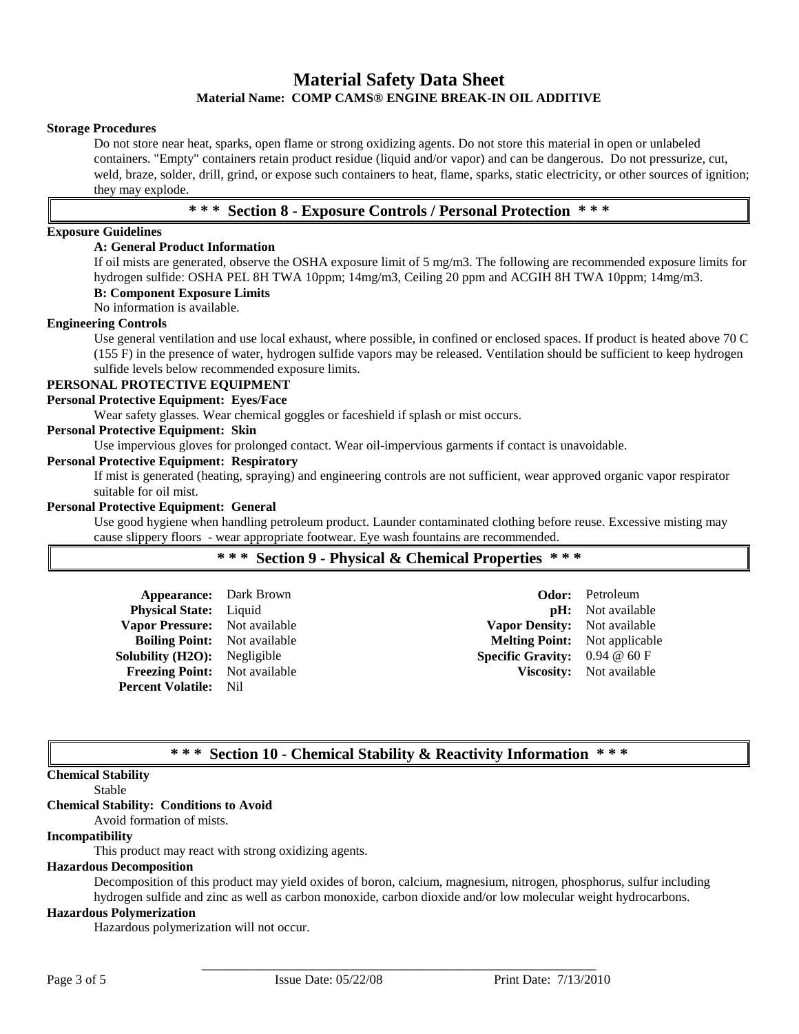# Material Safety Data Sheet

**Material Name: COMP CAMS® ENGINE BREAK-IN OIL ADDITIVE**

**Storage Procedures**

Do not store near heat, sparks, open flame or strong oxidizing agents. Do not store this material in open or unlabeled containers. "Empty" containers retain product residue (liquid and/or vapor) and can be dangerous. Do not pressurize, cut, weld, braze, solder, drill, grind, or expose such containers to heat, flame, sparks, static electricity, or other sources of ignition; they may explode.

## * * * Section 8 - Exposure Controls / Personal Protection * * *

**Exposure Guidelines**

**A: General Product Information**

If oil mists are generated, observe the OSHA exposure limit of 5 mg/m3. The following are recommended exposure limits for hydrogen sulfide: OSHA PEL 8H TWA 10ppm; 14mg/m3, Ceiling 20 ppm and ACGIH 8H TWA 10ppm; 14mg/m3.

**B: Component Exposure Limits**

No information is available.

**Engineering Controls**

Use general ventilation and use local exhaust, where possible, in confined or enclosed spaces. If product is heated above 70 C (155 F) in the presence of water, hydrogen sulfide vapors may be released. Ventilation should be sufficient to keep hydrogen sulfide levels below recommended exposure limits.

**PERSONAL PROTECTIVE EQUIPMENT**

**Personal Protective Equipment: Eyes/Face**

Wear safety glasses. Wear chemical goggles or faceshield if splash or mist occurs.

**Personal Protective Equipment: Skin**

Use impervious gloves for prolonged contact. Wear oil-impervious garments if contact is unavoidable.

**Personal Protective Equipment: Respiratory**

If mist is generated (heating, spraying) and engineering controls are not sufficient, wear approved organic vapor respirator suitable for oil mist.

**Personal Protective Equipment: General**

Use good hygiene when handling petroleum product. Launder contaminated clothing before reuse. Excessive misting may cause slippery floors - wear appropriate footwear. Eye wash fountains are recommended.

## * * * Section 9 - Physical & Chemical Properties * * *

| | | | |
|---|---|---|---|
| **Appearance:** | Dark Brown | **Odor:** | Petroleum |
| **Physical State:** | Liquid | **pH:** | Not available |
| **Vapor Pressure:** | Not available | **Vapor Density:** | Not available |
| **Boiling Point:** | Not available | **Melting Point:** | Not applicable |
| **Solubility (H2O):** | Negligible | **Specific Gravity:** | 0.94 @ 60 F |
| **Freezing Point:** | Not available | **Viscosity:** | Not available |
| **Percent Volatile:** | Nil | | |

## * * * Section 10 - Chemical Stability & Reactivity Information * * *

**Chemical Stability**

Stable

**Chemical Stability: Conditions to Avoid**

Avoid formation of mists.

**Incompatibility**

This product may react with strong oxidizing agents.

**Hazardous Decomposition**

Decomposition of this product may yield oxides of boron, calcium, magnesium, nitrogen, phosphorus, sulfur including hydrogen sulfide and zinc as well as carbon monoxide, carbon dioxide and/or low molecular weight hydrocarbons.

**Hazardous Polymerization**

Hazardous polymerization will not occur.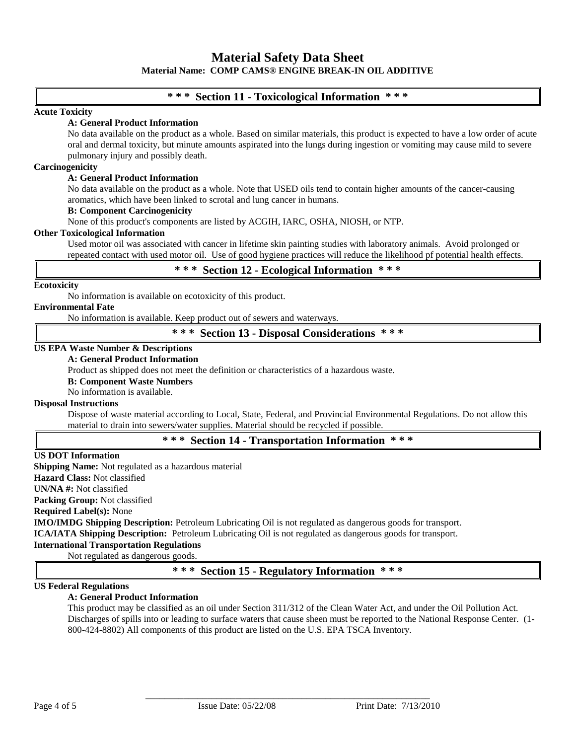# Material Safety Data Sheet

**Material Name: COMP CAMS® ENGINE BREAK-IN OIL ADDITIVE**

## * * * Section 11 - Toxicological Information * * *

**Acute Toxicity**

**A: General Product Information**

No data available on the product as a whole. Based on similar materials, this product is expected to have a low order of acute oral and dermal toxicity, but minute amounts aspirated into the lungs during ingestion or vomiting may cause mild to severe pulmonary injury and possibly death.

**Carcinogenicity**

**A: General Product Information**

No data available on the product as a whole. Note that USED oils tend to contain higher amounts of the cancer-causing aromatics, which have been linked to scrotal and lung cancer in humans.

**B: Component Carcinogenicity**

None of this product's components are listed by ACGIH, IARC, OSHA, NIOSH, or NTP.

**Other Toxicological Information**

Used motor oil was associated with cancer in lifetime skin painting studies with laboratory animals. Avoid prolonged or repeated contact with used motor oil. Use of good hygiene practices will reduce the likelihood pf potential health effects.

## * * * Section 12 - Ecological Information * * *

**Ecotoxicity**

No information is available on ecotoxicity of this product.

**Environmental Fate**

No information is available. Keep product out of sewers and waterways.

## * * * Section 13 - Disposal Considerations * * *

**US EPA Waste Number & Descriptions**

**A: General Product Information**

Product as shipped does not meet the definition or characteristics of a hazardous waste.

**B: Component Waste Numbers**

No information is available.

**Disposal Instructions**

Dispose of waste material according to Local, State, Federal, and Provincial Environmental Regulations. Do not allow this material to drain into sewers/water supplies. Material should be recycled if possible.

## * * * Section 14 - Transportation Information * * *

**US DOT Information**

**Shipping Name:** Not regulated as a hazardous material

**Hazard Class:** Not classified

**UN/NA #:** Not classified

**Packing Group:** Not classified

**Required Label(s):** None

**IMO/IMDG Shipping Description:** Petroleum Lubricating Oil is not regulated as dangerous goods for transport.

**ICA/IATA Shipping Description:** Petroleum Lubricating Oil is not regulated as dangerous goods for transport.

**International Transportation Regulations**

Not regulated as dangerous goods.

## * * * Section 15 - Regulatory Information * * *

**US Federal Regulations**

**A: General Product Information**

This product may be classified as an oil under Section 311/312 of the Clean Water Act, and under the Oil Pollution Act. Discharges of spills into or leading to surface waters that cause sheen must be reported to the National Response Center. (1-800-424-8802) All components of this product are listed on the U.S. EPA TSCA Inventory.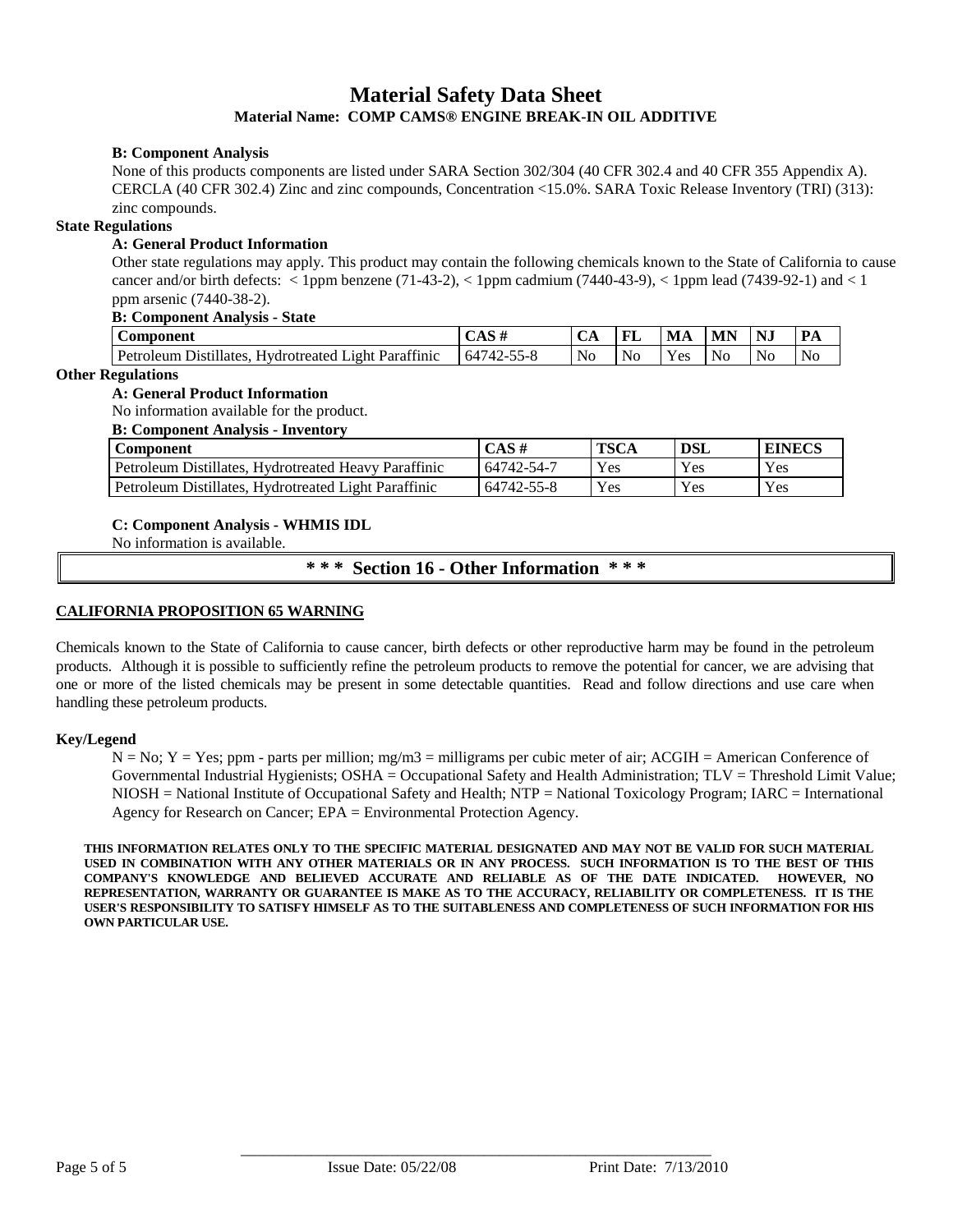# Material Safety Data Sheet

**Material Name: COMP CAMS® ENGINE BREAK-IN OIL ADDITIVE**

**B: Component Analysis**

None of this products components are listed under SARA Section 302/304 (40 CFR 302.4 and 40 CFR 355 Appendix A). CERCLA (40 CFR 302.4) Zinc and zinc compounds, Concentration <15.0%. SARA Toxic Release Inventory (TRI) (313): zinc compounds.

**State Regulations**

**A: General Product Information**

Other state regulations may apply. This product may contain the following chemicals known to the State of California to cause cancer and/or birth defects: < 1ppm benzene (71-43-2), < 1ppm cadmium (7440-43-9), < 1ppm lead (7439-92-1) and < 1 ppm arsenic (7440-38-2).

**B: Component Analysis - State**

| Component | CAS # | CA | FL | MA | MN | NJ | PA |
|---|---|---|---|---|---|---|---|
| Petroleum Distillates, Hydrotreated Light Paraffinic | 64742-55-8 | No | No | Yes | No | No | No |

**Other Regulations**

**A: General Product Information**

No information available for the product.

**B: Component Analysis - Inventory**

| Component | CAS # | TSCA | DSL | EINECS |
|---|---|---|---|---|
| Petroleum Distillates, Hydrotreated Heavy Paraffinic | 64742-54-7 | Yes | Yes | Yes |
| Petroleum Distillates, Hydrotreated Light Paraffinic | 64742-55-8 | Yes | Yes | Yes |

**C: Component Analysis - WHMIS IDL**

No information is available.

## * * * Section 16 - Other Information * * *

**CALIFORNIA PROPOSITION 65 WARNING**

Chemicals known to the State of California to cause cancer, birth defects or other reproductive harm may be found in the petroleum products. Although it is possible to sufficiently refine the petroleum products to remove the potential for cancer, we are advising that one or more of the listed chemicals may be present in some detectable quantities. Read and follow directions and use care when handling these petroleum products.

**Key/Legend**

N = No; Y = Yes; ppm - parts per million; mg/m3 = milligrams per cubic meter of air; ACGIH = American Conference of Governmental Industrial Hygienists; OSHA = Occupational Safety and Health Administration; TLV = Threshold Limit Value; NIOSH = National Institute of Occupational Safety and Health; NTP = National Toxicology Program; IARC = International Agency for Research on Cancer; EPA = Environmental Protection Agency.

**THIS INFORMATION RELATES ONLY TO THE SPECIFIC MATERIAL DESIGNATED AND MAY NOT BE VALID FOR SUCH MATERIAL USED IN COMBINATION WITH ANY OTHER MATERIALS OR IN ANY PROCESS. SUCH INFORMATION IS TO THE BEST OF THIS COMPANY'S KNOWLEDGE AND BELIEVED ACCURATE AND RELIABLE AS OF THE DATE INDICATED. HOWEVER, NO REPRESENTATION, WARRANTY OR GUARANTEE IS MAKE AS TO THE ACCURACY, RELIABILITY OR COMPLETENESS. IT IS THE USER'S RESPONSIBILITY TO SATISFY HIMSELF AS TO THE SUITABLENESS AND COMPLETENESS OF SUCH INFORMATION FOR HIS OWN PARTICULAR USE.**

Issue Date: 05/22/08 Print Date: 7/13/2010